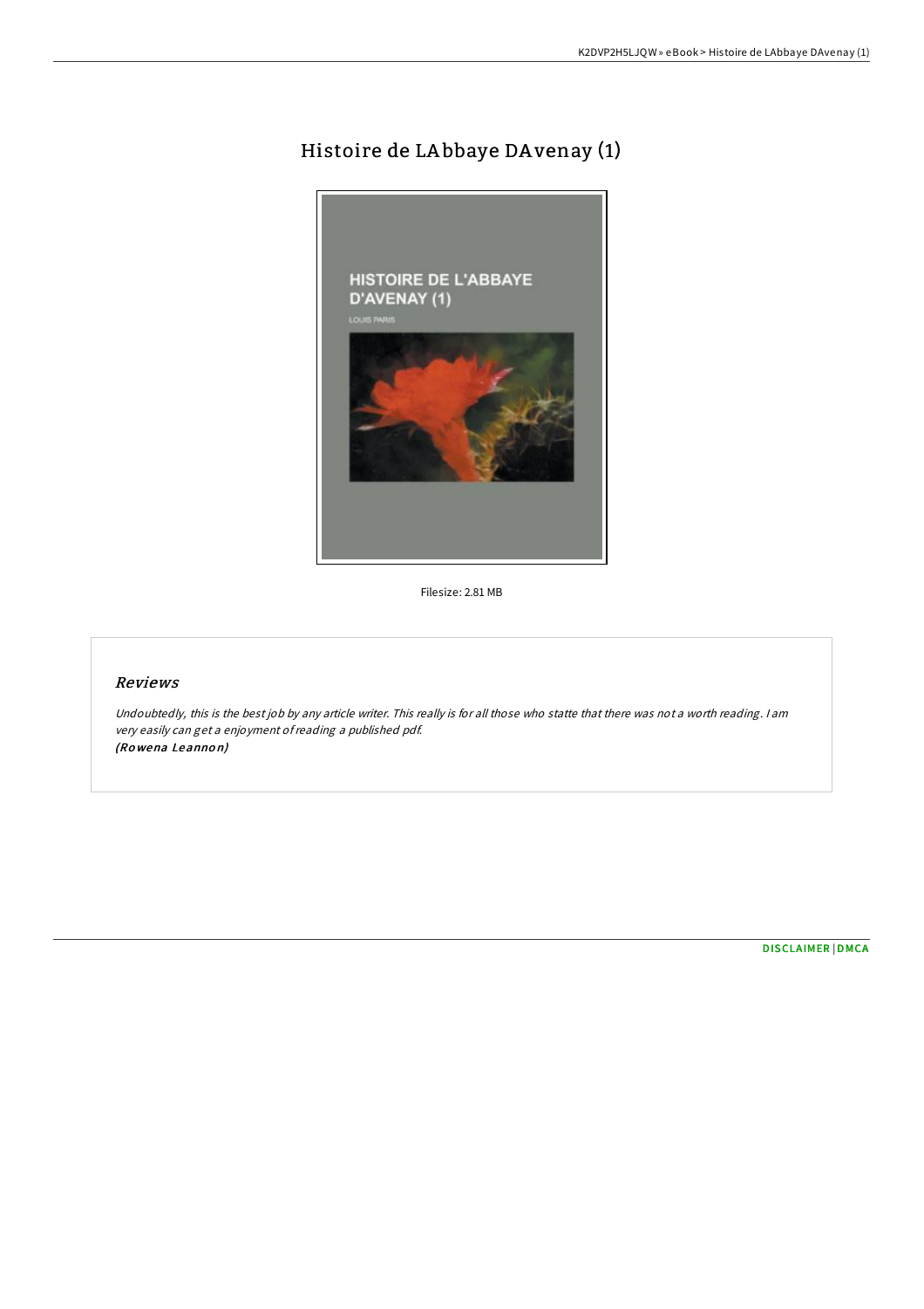# Histoire de LAbbaye DAvenay (1)

Filesize: 2.81 MB

## Reviews

*Undoubtedly, this is the best job by any article writer. This really is for all those who statte that there was not a worth reading. I am very easily can get a enjoyment of reading a published pdf.*
*(Rowena Leannon)*

DISCLAIMER | DMCA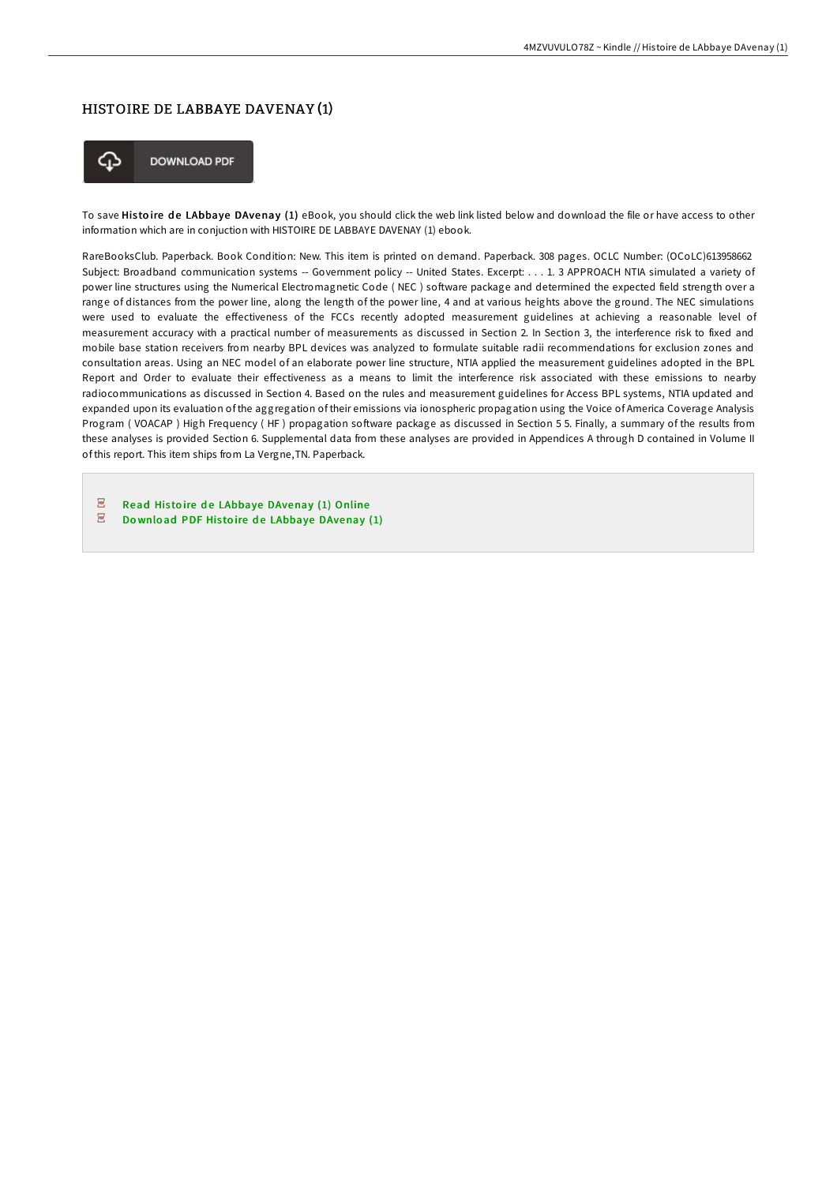# HISTOIRE DE LABBAYE DAVENAY (1)

DOWNLOAD PDF

To save **Histoire de LAbbaye DAvenay (1)** eBook, you should click the web link listed below and download the file or have access to other information which are in conjuction with HISTOIRE DE LABBAYE DAVENAY (1) ebook.

RareBooksClub. Paperback. Book Condition: New. This item is printed on demand. Paperback. 308 pages. OCLC Number: (OCoLC)613958662 Subject: Broadband communication systems -- Government policy -- United States. Excerpt: . . . 1. 3 APPROACH NTIA simulated a variety of power line structures using the Numerical Electromagnetic Code ( NEC ) software package and determined the expected field strength over a range of distances from the power line, along the length of the power line, 4 and at various heights above the ground. The NEC simulations were used to evaluate the effectiveness of the FCCs recently adopted measurement guidelines at achieving a reasonable level of measurement accuracy with a practical number of measurements as discussed in Section 2. In Section 3, the interference risk to fixed and mobile base station receivers from nearby BPL devices was analyzed to formulate suitable radii recommendations for exclusion zones and consultation areas. Using an NEC model of an elaborate power line structure, NTIA applied the measurement guidelines adopted in the BPL Report and Order to evaluate their effectiveness as a means to limit the interference risk associated with these emissions to nearby radiocommunications as discussed in Section 4. Based on the rules and measurement guidelines for Access BPL systems, NTIA updated and expanded upon its evaluation of the aggregation of their emissions via ionospheric propagation using the Voice of America Coverage Analysis Program ( VOACAP ) High Frequency ( HF ) propagation software package as discussed in Section 5 5. Finally, a summary of the results from these analyses is provided Section 6. Supplemental data from these analyses are provided in Appendices A through D contained in Volume II of this report. This item ships from La Vergne,TN. Paperback.

- Read Histoire de LAbbaye DAvenay (1) Online
- Download PDF Histoire de LAbbaye DAvenay (1)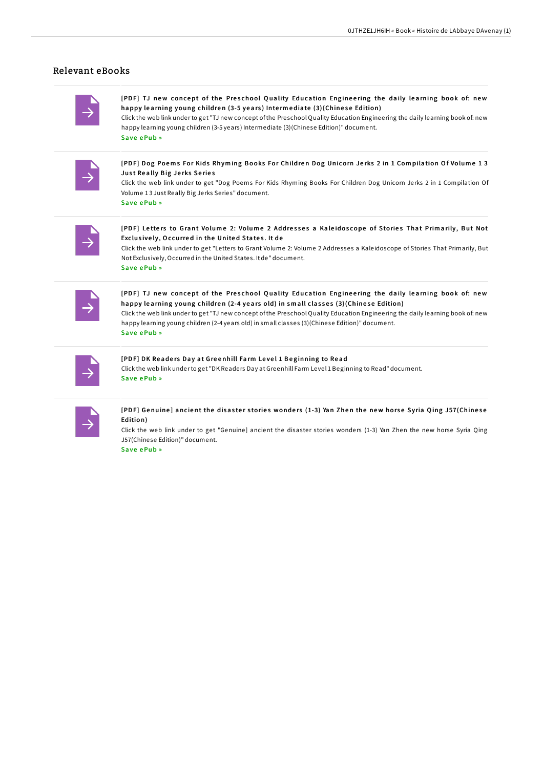## Relevant eBooks

[PDF] TJ new concept of the Preschool Quality Education Engineering the daily learning book of: new happy learning young children (3-5 years) Intermediate (3)(Chinese Edition)

Click the web link under to get "TJ new concept of the Preschool Quality Education Engineering the daily learning book of: new happy learning young children (3-5 years) Intermediate (3)(Chinese Edition)" document.

Save ePub »

[PDF] Dog Poems For Kids Rhyming Books For Children Dog Unicorn Jerks 2 in 1 Compilation Of Volume 1 3 Just Really Big Jerks Series

Click the web link under to get "Dog Poems For Kids Rhyming Books For Children Dog Unicorn Jerks 2 in 1 Compilation Of Volume 1 3 Just Really Big Jerks Series" document.

Save ePub »

[PDF] Letters to Grant Volume 2: Volume 2 Addresses a Kaleidoscope of Stories That Primarily, But Not Exclusively, Occurred in the United States. It de

Click the web link under to get "Letters to Grant Volume 2: Volume 2 Addresses a Kaleidoscope of Stories That Primarily, But Not Exclusively, Occurred in the United States. It de" document.

Save ePub »

[PDF] TJ new concept of the Preschool Quality Education Engineering the daily learning book of: new happy learning young children (2-4 years old) in small classes (3)(Chinese Edition)

Click the web link under to get "TJ new concept of the Preschool Quality Education Engineering the daily learning book of: new happy learning young children (2-4 years old) in small classes (3)(Chinese Edition)" document.

Save ePub »

[PDF] DK Readers Day at Greenhill Farm Level 1 Beginning to Read

Click the web link under to get "DK Readers Day at Greenhill Farm Level 1 Beginning to Read" document.

Save ePub »

[PDF] Genuine] ancient the disaster stories wonders (1-3) Yan Zhen the new horse Syria Qing J57(Chinese Edition)

Click the web link under to get "Genuine] ancient the disaster stories wonders (1-3) Yan Zhen the new horse Syria Qing J57(Chinese Edition)" document.

Save ePub »